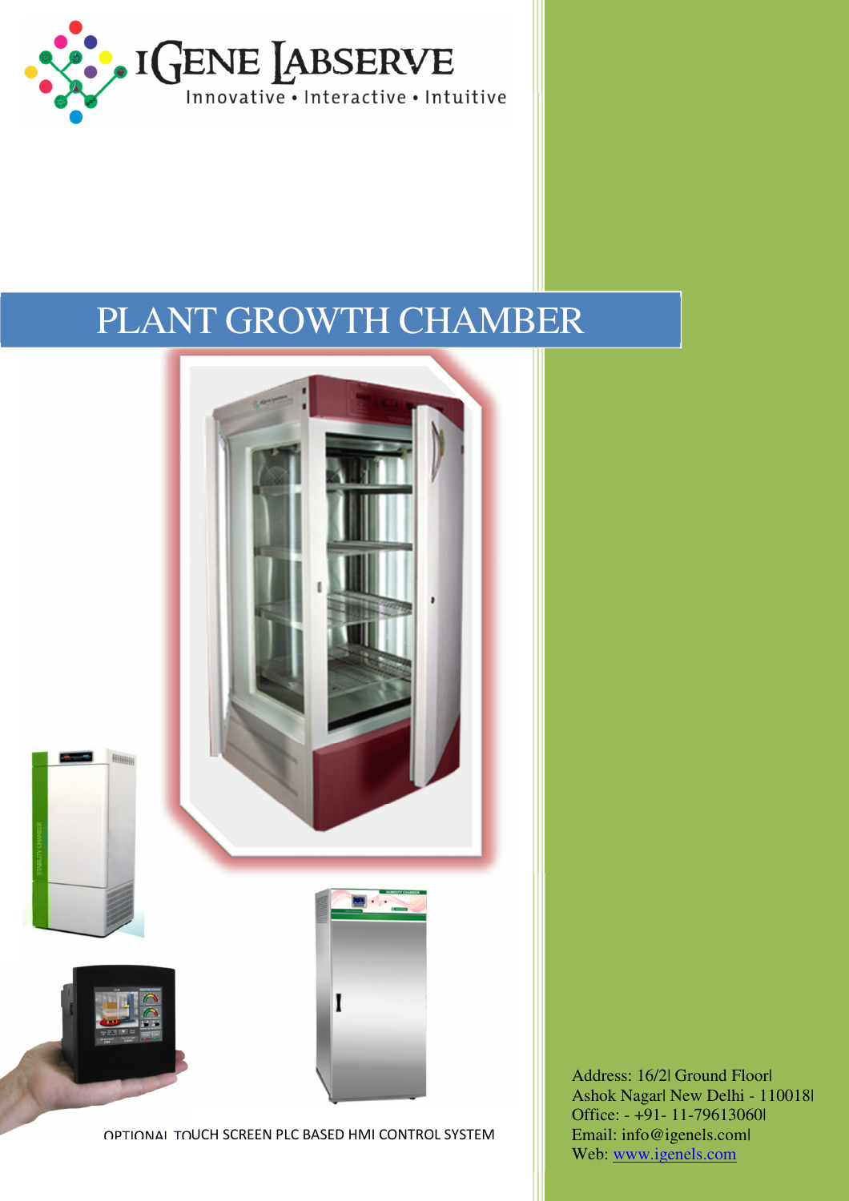IGENE LABSERVE

Innovative • Interactive • Intuitive

# PLANT GROWTH CHAMBER

OPTIONAL TOUCH SCREEN PLC BASED HMI CONTROL SYSTEM

Address: 16/2| Ground Floor|
Ashok Nagar| New Delhi - 110018|
Office: - +91- 11-79613060|
Email: info@igenels.com|
Web: www.igenels.com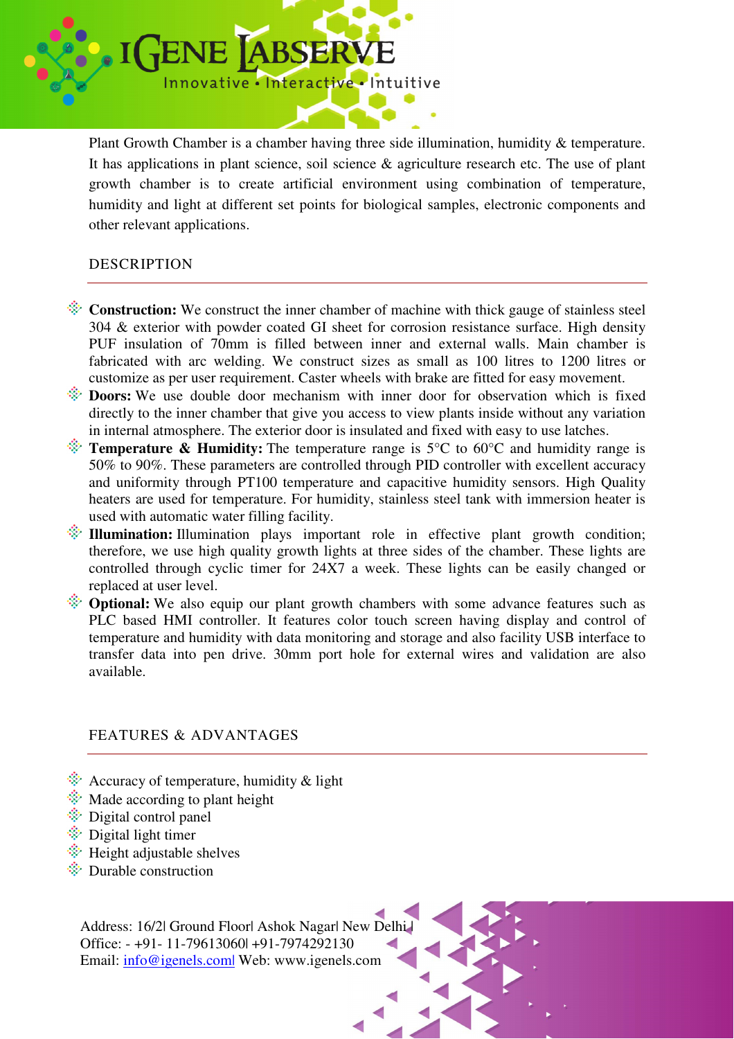Plant Growth Chamber is a chamber having three side illumination, humidity & temperature. It has applications in plant science, soil science & agriculture research etc. The use of plant growth chamber is to create artificial environment using combination of temperature, humidity and light at different set points for biological samples, electronic components and other relevant applications.

## DESCRIPTION

- **Construction:** We construct the inner chamber of machine with thick gauge of stainless steel 304 & exterior with powder coated GI sheet for corrosion resistance surface. High density PUF insulation of 70mm is filled between inner and external walls. Main chamber is fabricated with arc welding. We construct sizes as small as 100 litres to 1200 litres or customize as per user requirement. Caster wheels with brake are fitted for easy movement.
- **Doors:** We use double door mechanism with inner door for observation which is fixed directly to the inner chamber that give you access to view plants inside without any variation in internal atmosphere. The exterior door is insulated and fixed with easy to use latches.
- **Temperature & Humidity:** The temperature range is 5°C to 60°C and humidity range is 50% to 90%. These parameters are controlled through PID controller with excellent accuracy and uniformity through PT100 temperature and capacitive humidity sensors. High Quality heaters are used for temperature. For humidity, stainless steel tank with immersion heater is used with automatic water filling facility.
- **Illumination:** Illumination plays important role in effective plant growth condition; therefore, we use high quality growth lights at three sides of the chamber. These lights are controlled through cyclic timer for 24X7 a week. These lights can be easily changed or replaced at user level.
- **Optional:** We also equip our plant growth chambers with some advance features such as PLC based HMI controller. It features color touch screen having display and control of temperature and humidity with data monitoring and storage and also facility USB interface to transfer data into pen drive. 30mm port hole for external wires and validation are also available.

## FEATURES & ADVANTAGES

- Accuracy of temperature, humidity & light
- Made according to plant height
- Digital control panel
- Digital light timer
- Height adjustable shelves
- Durable construction

Address: 16/2| Ground Floor| Ashok Nagar| New Delhi |
Office: - +91- 11-79613060| +91-7974292130
Email: info@igenels.com| Web: www.igenels.com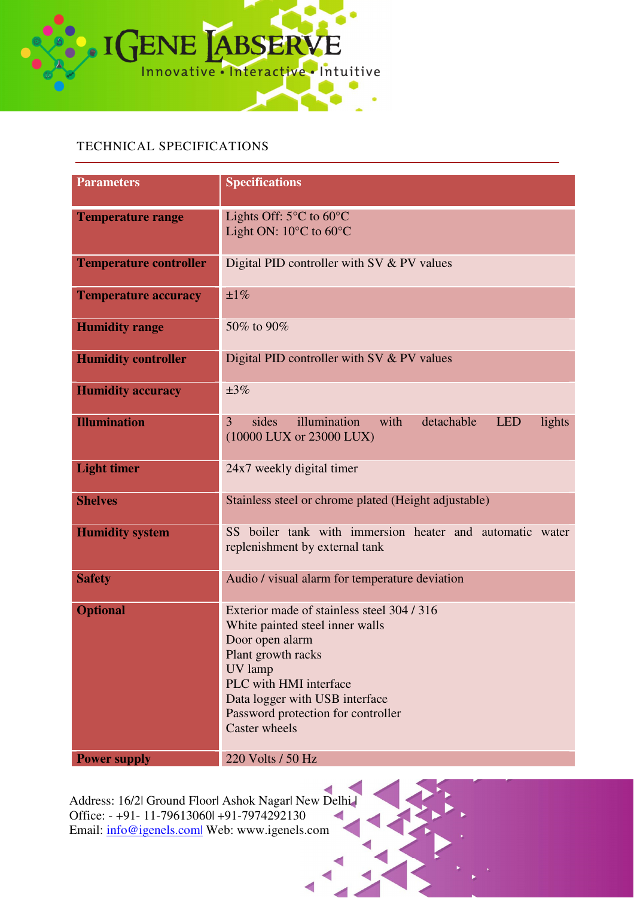TECHNICAL SPECIFICATIONS

| Parameters | Specifications |
|---|---|
| **Temperature range** | Lights Off: 5°C to 60°C<br>Light ON: 10°C to 60°C |
| **Temperature controller** | Digital PID controller with SV & PV values |
| **Temperature accuracy** | ±1% |
| **Humidity range** | 50% to 90% |
| **Humidity controller** | Digital PID controller with SV & PV values |
| **Humidity accuracy** | ±3% |
| **Illumination** | 3 sides illumination with detachable LED lights (10000 LUX or 23000 LUX) |
| **Light timer** | 24x7 weekly digital timer |
| **Shelves** | Stainless steel or chrome plated (Height adjustable) |
| **Humidity system** | SS boiler tank with immersion heater and automatic water replenishment by external tank |
| **Safety** | Audio / visual alarm for temperature deviation |
| **Optional** | Exterior made of stainless steel 304 / 316<br>White painted steel inner walls<br>Door open alarm<br>Plant growth racks<br>UV lamp<br>PLC with HMI interface<br>Data logger with USB interface<br>Password protection for controller<br>Caster wheels |
| **Power supply** | 220 Volts / 50 Hz |

Address: 16/2| Ground Floor| Ashok Nagar| New Delhi |
Office: - +91- 11-79613060| +91-7974292130
Email: info@igenels.com| Web: www.igenels.com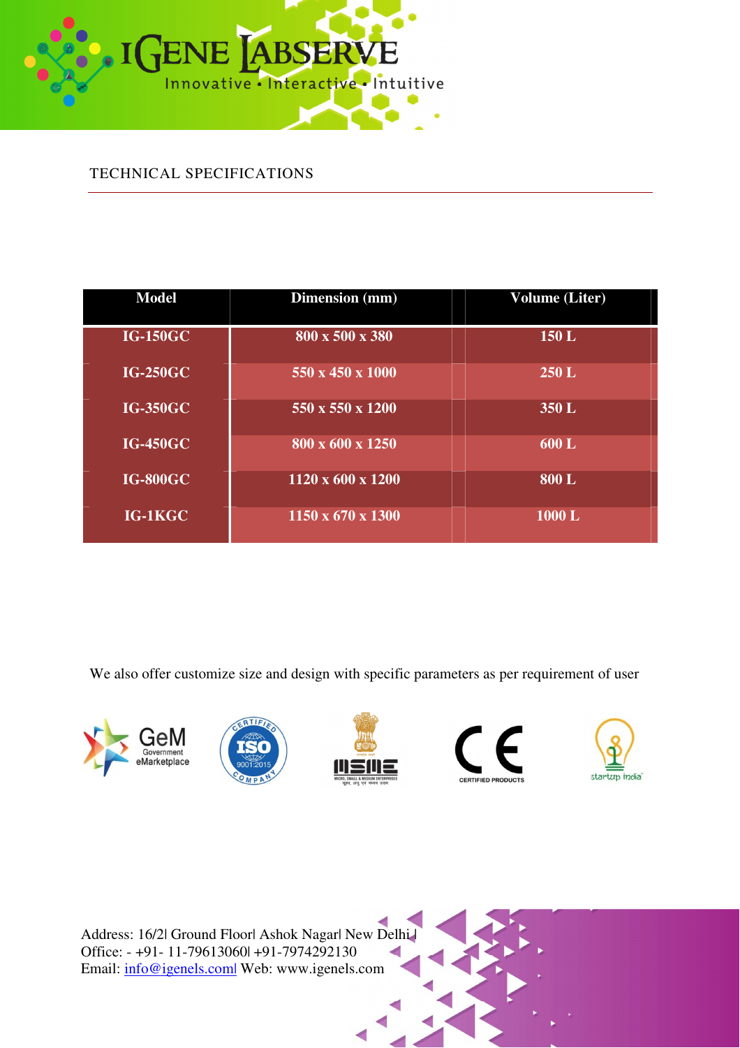TECHNICAL SPECIFICATIONS

| Model | Dimension (mm) | Volume (Liter) |
| --- | --- | --- |
| IG-150GC | 800 x 500 x 380 | 150 L |
| IG-250GC | 550 x 450 x 1000 | 250 L |
| IG-350GC | 550 x 550 x 1200 | 350 L |
| IG-450GC | 800 x 600 x 1250 | 600 L |
| IG-800GC | 1120 x 600 x 1200 | 800 L |
| IG-1KGC | 1150 x 670 x 1300 | 1000 L |

We also offer customize size and design with specific parameters as per requirement of user

Address: 16/2| Ground Floor| Ashok Nagar| New Delhi |
Office: - +91- 11-79613060| +91-7974292130
Email: info@igenels.com| Web: www.igenels.com